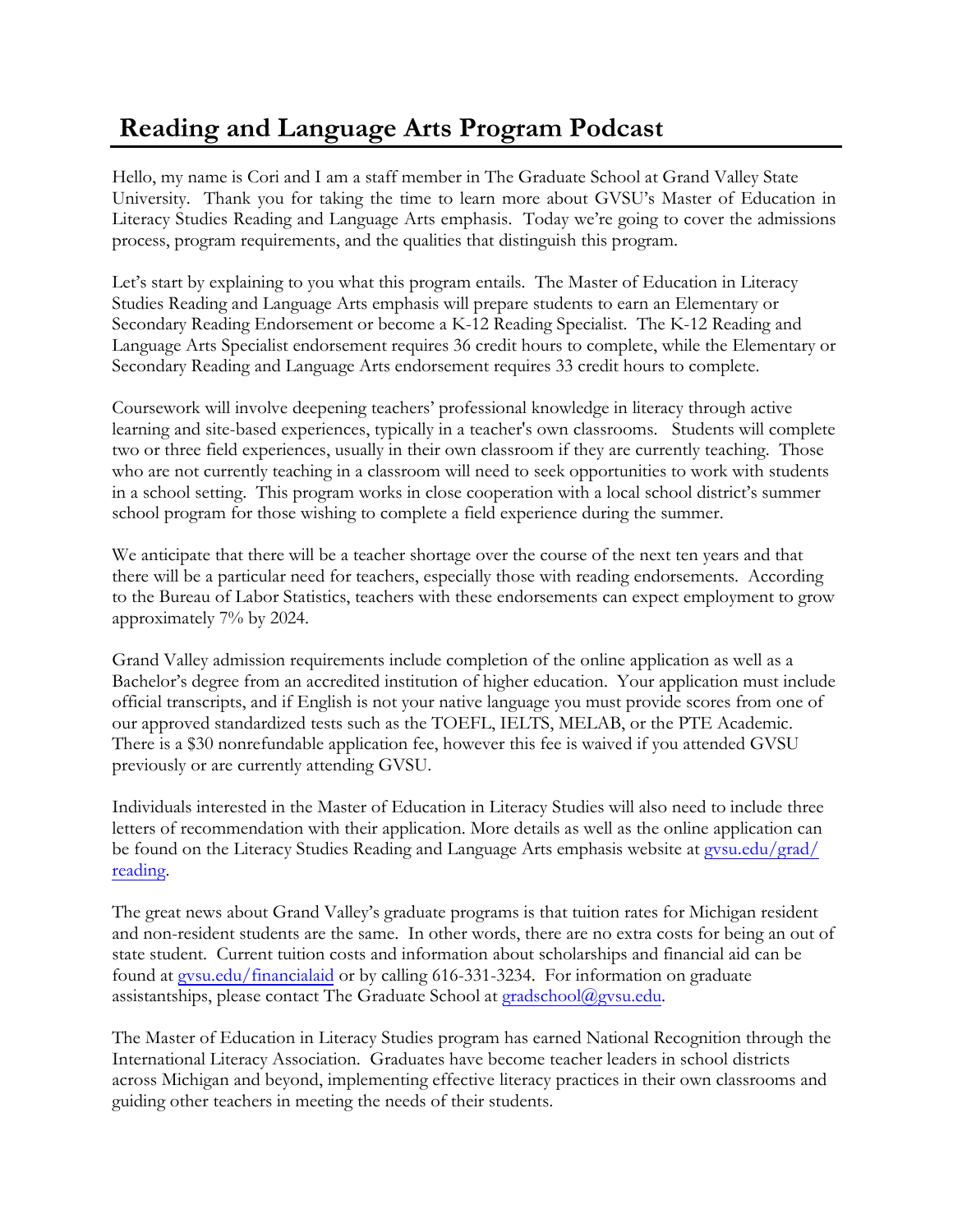# Reading and Language Arts Program Podcast

Hello, my name is Cori and I am a staff member in The Graduate School at Grand Valley State University. Thank you for taking the time to learn more about GVSU's Master of Education in Literacy Studies Reading and Language Arts emphasis. Today we're going to cover the admissions process, program requirements, and the qualities that distinguish this program.

Let's start by explaining to you what this program entails. The Master of Education in Literacy Studies Reading and Language Arts emphasis will prepare students to earn an Elementary or Secondary Reading Endorsement or become a K-12 Reading Specialist. The K-12 Reading and Language Arts Specialist endorsement requires 36 credit hours to complete, while the Elementary or Secondary Reading and Language Arts endorsement requires 33 credit hours to complete.

Coursework will involve deepening teachers' professional knowledge in literacy through active learning and site-based experiences, typically in a teacher's own classrooms. Students will complete two or three field experiences, usually in their own classroom if they are currently teaching. Those who are not currently teaching in a classroom will need to seek opportunities to work with students in a school setting. This program works in close cooperation with a local school district's summer school program for those wishing to complete a field experience during the summer.

We anticipate that there will be a teacher shortage over the course of the next ten years and that there will be a particular need for teachers, especially those with reading endorsements. According to the Bureau of Labor Statistics, teachers with these endorsements can expect employment to grow approximately 7% by 2024.

Grand Valley admission requirements include completion of the online application as well as a Bachelor's degree from an accredited institution of higher education. Your application must include official transcripts, and if English is not your native language you must provide scores from one of our approved standardized tests such as the TOEFL, IELTS, MELAB, or the PTE Academic. There is a $30 nonrefundable application fee, however this fee is waived if you attended GVSU previously or are currently attending GVSU.

Individuals interested in the Master of Education in Literacy Studies will also need to include three letters of recommendation with their application. More details as well as the online application can be found on the Literacy Studies Reading and Language Arts emphasis website at gvsu.edu/grad/reading.

The great news about Grand Valley's graduate programs is that tuition rates for Michigan resident and non-resident students are the same. In other words, there are no extra costs for being an out of state student. Current tuition costs and information about scholarships and financial aid can be found at gvsu.edu/financialaid or by calling 616-331-3234. For information on graduate assistantships, please contact The Graduate School at gradschool@gvsu.edu.

The Master of Education in Literacy Studies program has earned National Recognition through the International Literacy Association. Graduates have become teacher leaders in school districts across Michigan and beyond, implementing effective literacy practices in their own classrooms and guiding other teachers in meeting the needs of their students.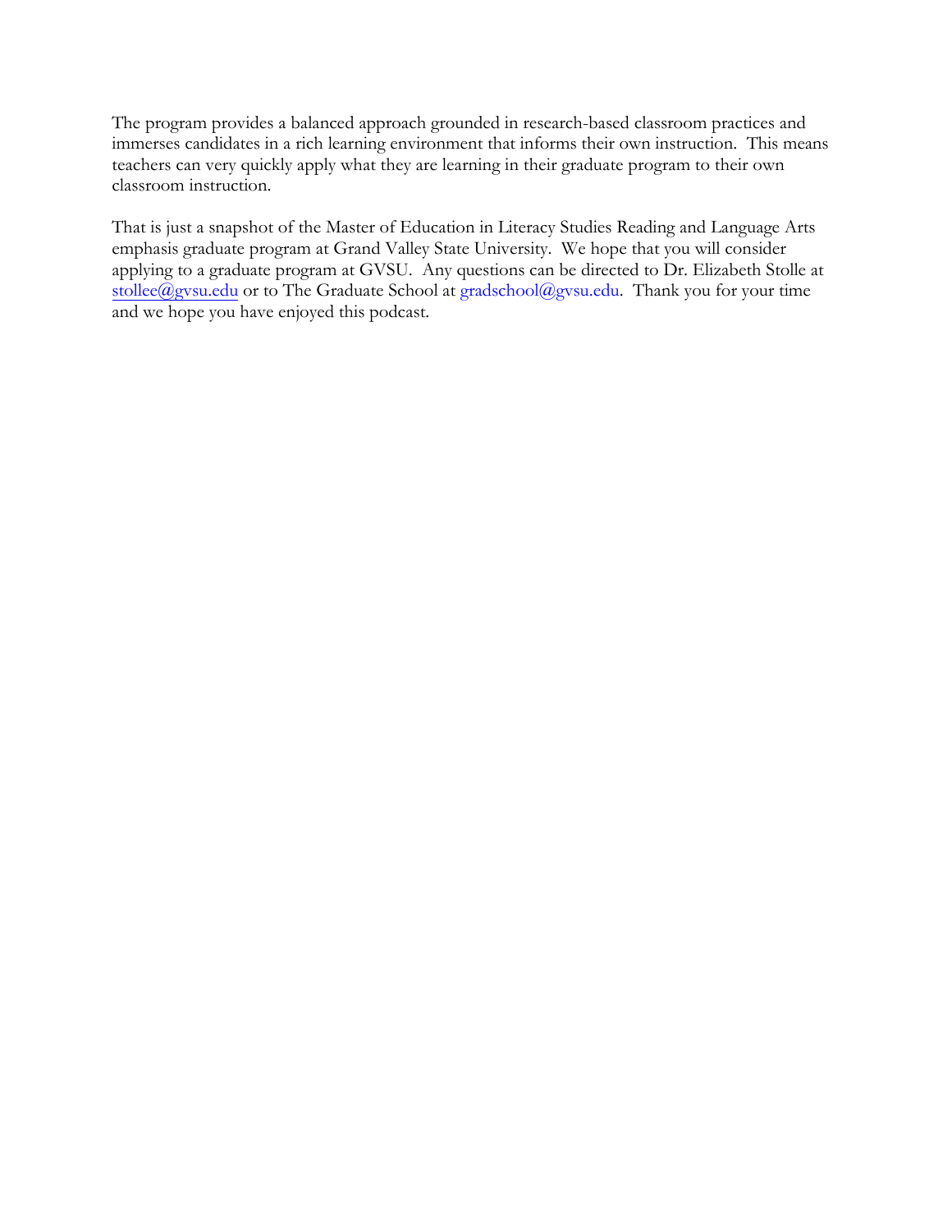The program provides a balanced approach grounded in research-based classroom practices and immerses candidates in a rich learning environment that informs their own instruction. This means teachers can very quickly apply what they are learning in their graduate program to their own classroom instruction.

That is just a snapshot of the Master of Education in Literacy Studies Reading and Language Arts emphasis graduate program at Grand Valley State University. We hope that you will consider applying to a graduate program at GVSU. Any questions can be directed to Dr. Elizabeth Stolle at stollee@gvsu.edu or to The Graduate School at gradschool@gvsu.edu. Thank you for your time and we hope you have enjoyed this podcast.